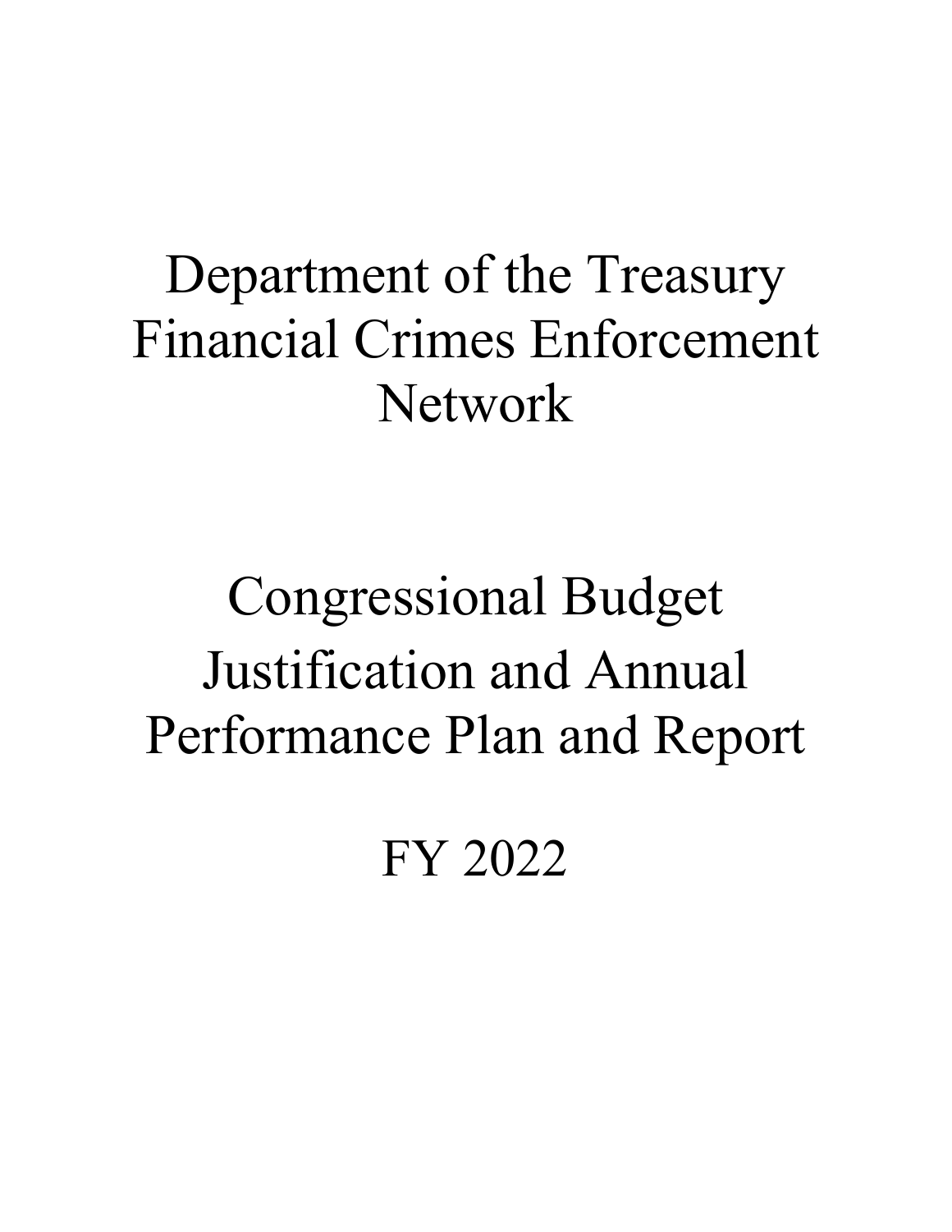# Department of the Treasury
# Financial Crimes Enforcement Network

# Congressional Budget Justification and Annual Performance Plan and Report

# FY 2022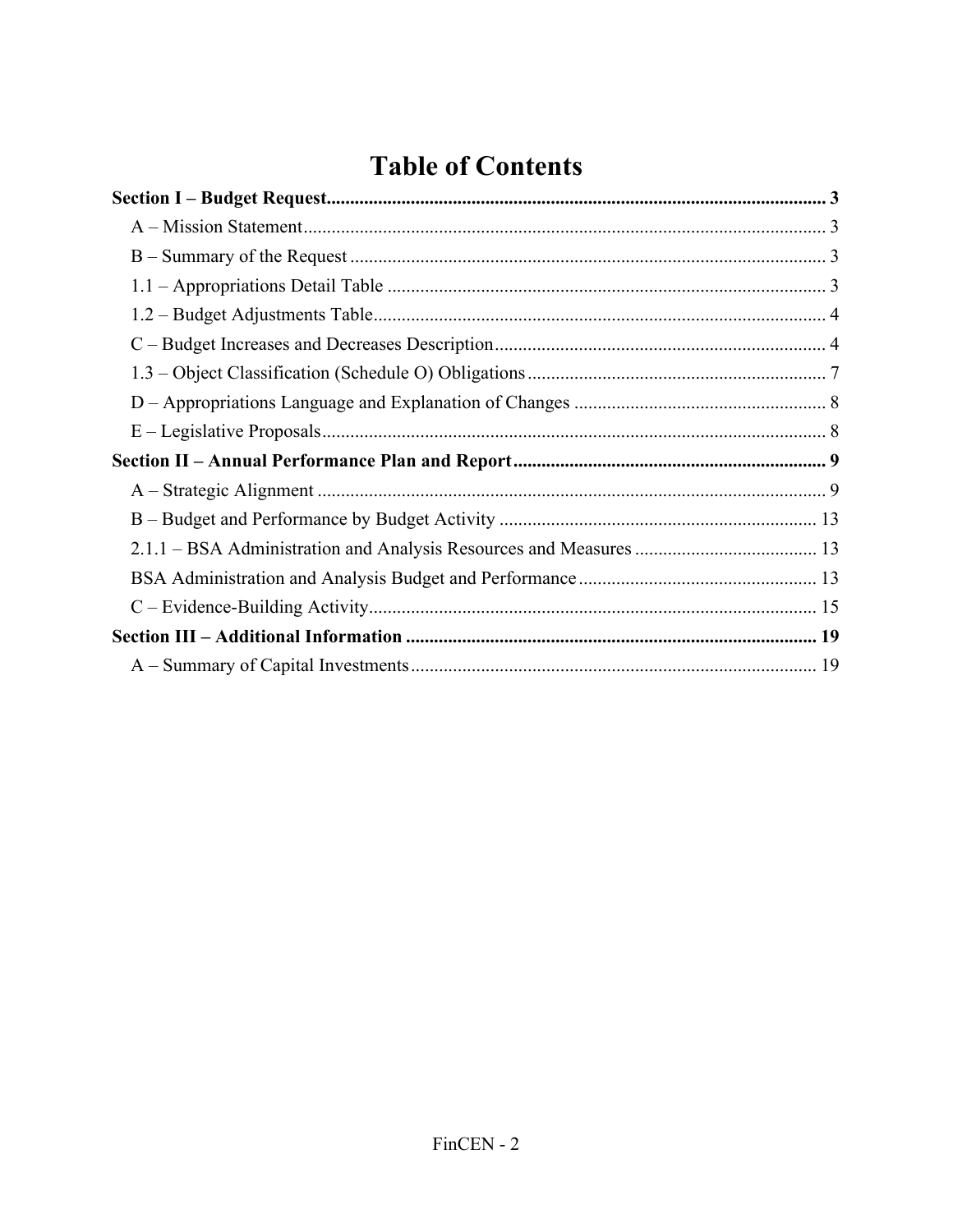# Table of Contents

**Section I – Budget Request** .......... 3

- A – Mission Statement .......... 3
- B – Summary of the Request .......... 3
- 1.1 – Appropriations Detail Table .......... 3
- 1.2 – Budget Adjustments Table .......... 4
- C – Budget Increases and Decreases Description .......... 4
- 1.3 – Object Classification (Schedule O) Obligations .......... 7
- D – Appropriations Language and Explanation of Changes .......... 8
- E – Legislative Proposals .......... 8

**Section II – Annual Performance Plan and Report** .......... 9

- A – Strategic Alignment .......... 9
- B – Budget and Performance by Budget Activity .......... 13
- 2.1.1 – BSA Administration and Analysis Resources and Measures .......... 13
- BSA Administration and Analysis Budget and Performance .......... 13
- C – Evidence-Building Activity .......... 15

**Section III – Additional Information** .......... 19

- A – Summary of Capital Investments .......... 19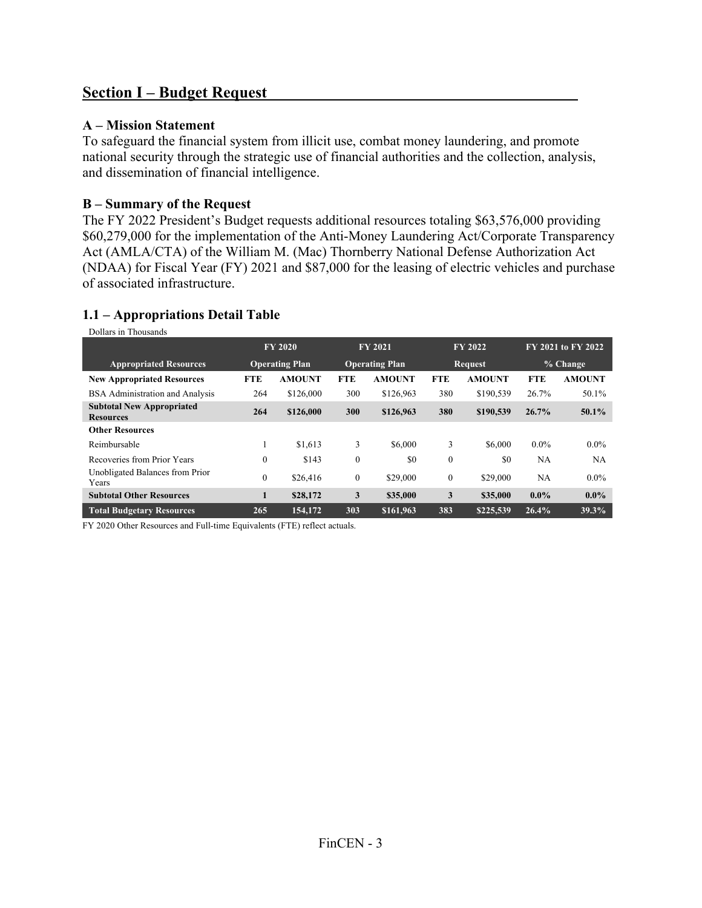## Section I – Budget Request

### A – Mission Statement

To safeguard the financial system from illicit use, combat money laundering, and promote national security through the strategic use of financial authorities and the collection, analysis, and dissemination of financial intelligence.

### B – Summary of the Request

The FY 2022 President's Budget requests additional resources totaling $63,576,000 providing $60,279,000 for the implementation of the Anti-Money Laundering Act/Corporate Transparency Act (AMLA/CTA) of the William M. (Mac) Thornberry National Defense Authorization Act (NDAA) for Fiscal Year (FY) 2021 and $87,000 for the leasing of electric vehicles and purchase of associated infrastructure.

### 1.1 – Appropriations Detail Table

Dollars in Thousands

| | FY 2020 | | FY 2021 | | FY 2022 | | FY 2021 to FY 2022 | |
|---|---|---|---|---|---|---|---|---|
| **Appropriated Resources** | **Operating Plan** | | **Operating Plan** | | **Request** | | **% Change** | |
| **New Appropriated Resources** | **FTE** | **AMOUNT** | **FTE** | **AMOUNT** | **FTE** | **AMOUNT** | **FTE** | **AMOUNT** |
| BSA Administration and Analysis | 264 | $126,000 | 300 | $126,963 | 380 | $190,539 | 26.7% | 50.1% |
| **Subtotal New Appropriated Resources** | **264** | **$126,000** | **300** | **$126,963** | **380** | **$190,539** | **26.7%** | **50.1%** |
| **Other Resources** | | | | | | | | |
| Reimbursable | 1 | $1,613 | 3 | $6,000 | 3 | $6,000 | 0.0% | 0.0% |
| Recoveries from Prior Years | 0 | $143 | 0 | $0 | 0 | $0 | NA | NA |
| Unobligated Balances from Prior Years | 0 | $26,416 | 0 | $29,000 | 0 | $29,000 | NA | 0.0% |
| **Subtotal Other Resources** | **1** | **$28,172** | **3** | **$35,000** | **3** | **$35,000** | **0.0%** | **0.0%** |
| **Total Budgetary Resources** | **265** | **154,172** | **303** | **$161,963** | **383** | **$225,539** | **26.4%** | **39.3%** |

FY 2020 Other Resources and Full-time Equivalents (FTE) reflect actuals.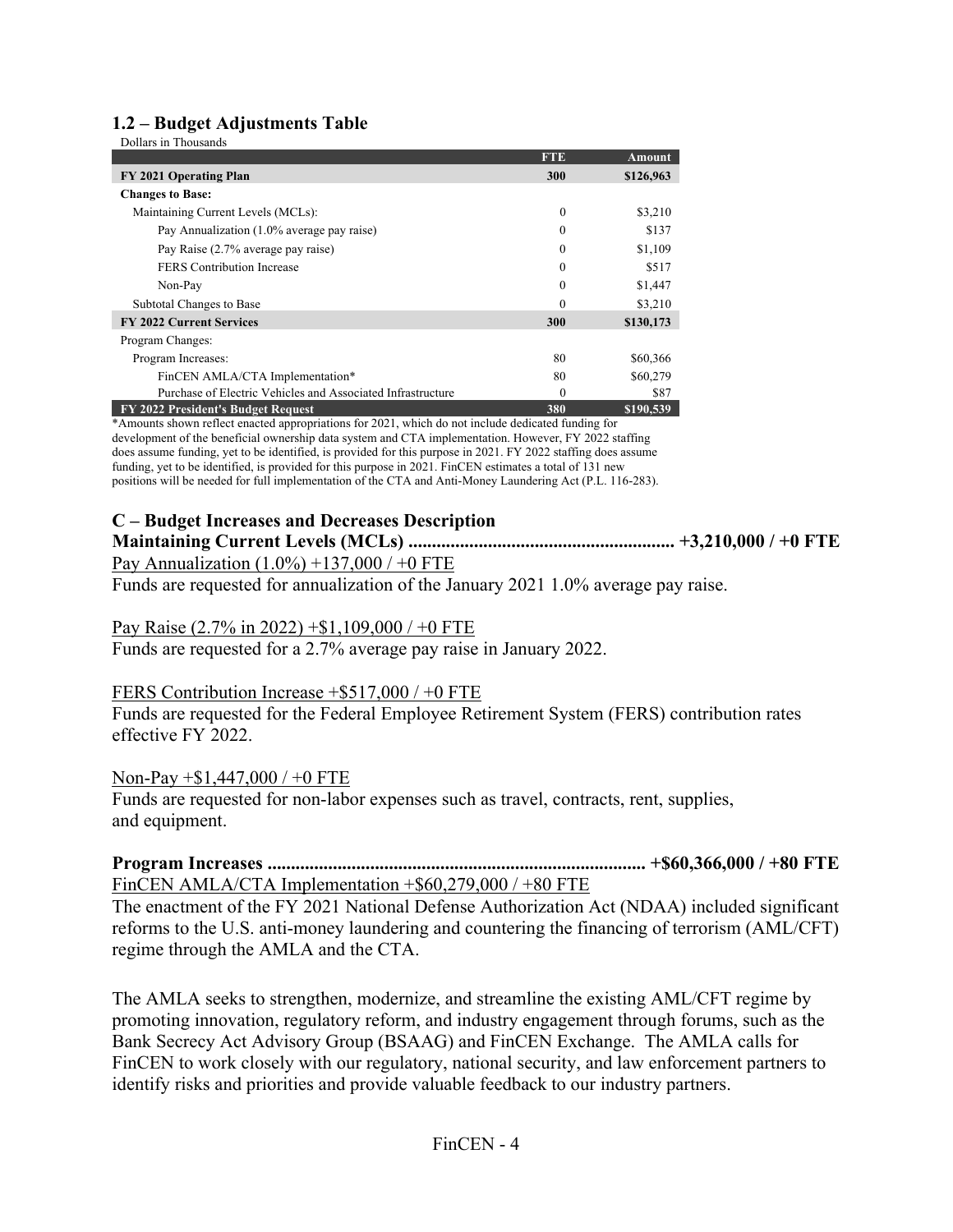## 1.2 – Budget Adjustments Table

Dollars in Thousands

| | FTE | Amount |
|---|---|---|
| **FY 2021 Operating Plan** | **300** | **$126,963** |
| **Changes to Base:** | | |
| Maintaining Current Levels (MCLs): | 0 | $3,210 |
| Pay Annualization (1.0% average pay raise) | 0 | $137 |
| Pay Raise (2.7% average pay raise) | 0 | $1,109 |
| FERS Contribution Increase | 0 | $517 |
| Non-Pay | 0 | $1,447 |
| Subtotal Changes to Base | 0 | $3,210 |
| **FY 2022 Current Services** | **300** | **$130,173** |
| Program Changes: | | |
| Program Increases: | 80 | $60,366 |
| FinCEN AMLA/CTA Implementation* | 80 | $60,279 |
| Purchase of Electric Vehicles and Associated Infrastructure | 0 | $87 |
| **FY 2022 President's Budget Request** | **380** | **$190,539** |

*Amounts shown reflect enacted appropriations for 2021, which do not include dedicated funding for development of the beneficial ownership data system and CTA implementation. However, FY 2022 staffing does assume funding, yet to be identified, is provided for this purpose in 2021. FY 2022 staffing does assume funding, yet to be identified, is provided for this purpose in 2021. FinCEN estimates a total of 131 new positions will be needed for full implementation of the CTA and Anti-Money Laundering Act (P.L. 116-283).

## C – Budget Increases and Decreases Description

**Maintaining Current Levels (MCLs) ....................................................... +3,210,000 / +0 FTE**

Pay Annualization (1.0%) +137,000 / +0 FTE

Funds are requested for annualization of the January 2021 1.0% average pay raise.

Pay Raise (2.7% in 2022) +$1,109,000 / +0 FTE

Funds are requested for a 2.7% average pay raise in January 2022.

FERS Contribution Increase +$517,000 / +0 FTE

Funds are requested for the Federal Employee Retirement System (FERS) contribution rates effective FY 2022.

Non-Pay +$1,447,000 / +0 FTE

Funds are requested for non-labor expenses such as travel, contracts, rent, supplies, and equipment.

**Program Increases .............................................................................. +$60,366,000 / +80 FTE**

FinCEN AMLA/CTA Implementation +$60,279,000 / +80 FTE

The enactment of the FY 2021 National Defense Authorization Act (NDAA) included significant reforms to the U.S. anti-money laundering and countering the financing of terrorism (AML/CFT) regime through the AMLA and the CTA.

The AMLA seeks to strengthen, modernize, and streamline the existing AML/CFT regime by promoting innovation, regulatory reform, and industry engagement through forums, such as the Bank Secrecy Act Advisory Group (BSAAG) and FinCEN Exchange. The AMLA calls for FinCEN to work closely with our regulatory, national security, and law enforcement partners to identify risks and priorities and provide valuable feedback to our industry partners.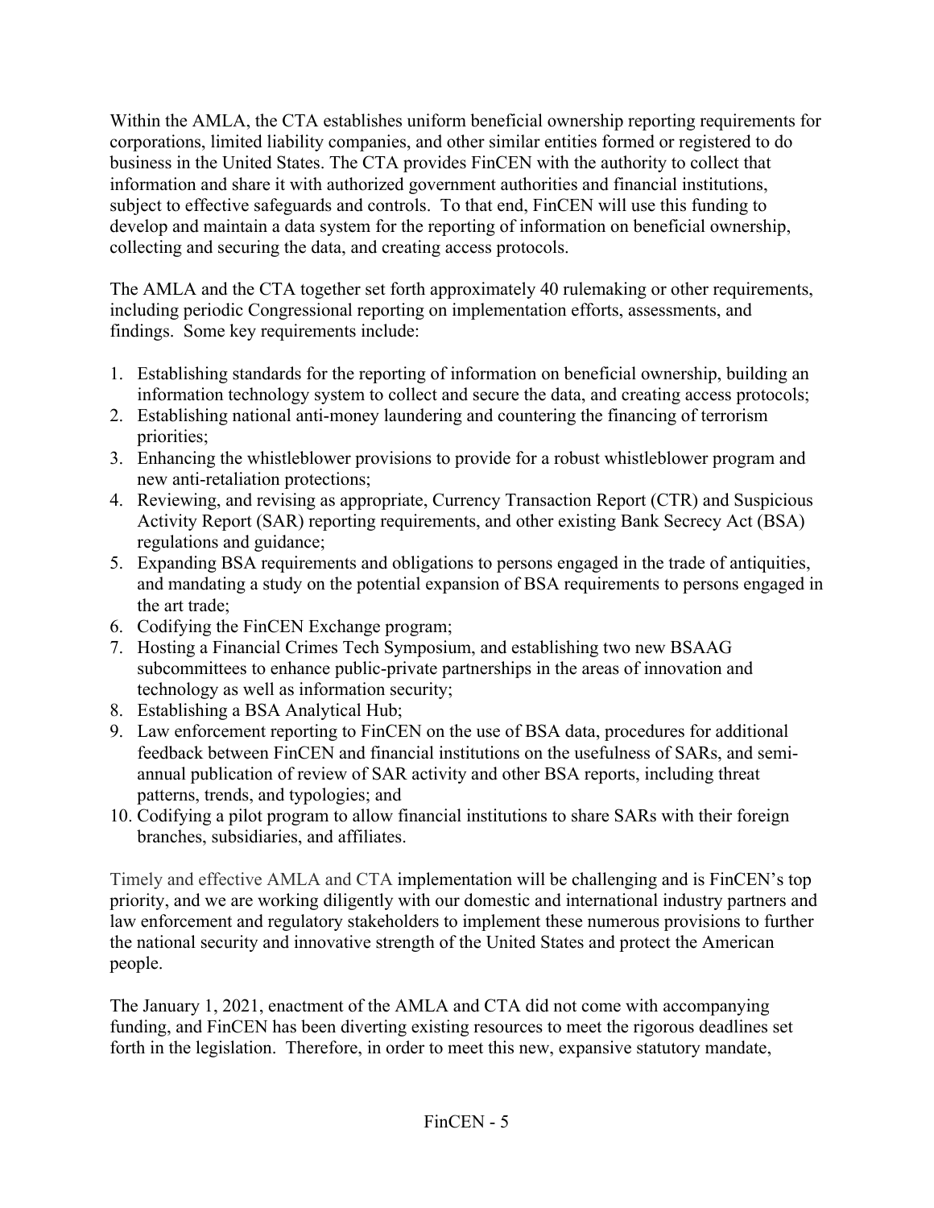Within the AMLA, the CTA establishes uniform beneficial ownership reporting requirements for corporations, limited liability companies, and other similar entities formed or registered to do business in the United States. The CTA provides FinCEN with the authority to collect that information and share it with authorized government authorities and financial institutions, subject to effective safeguards and controls. To that end, FinCEN will use this funding to develop and maintain a data system for the reporting of information on beneficial ownership, collecting and securing the data, and creating access protocols.

The AMLA and the CTA together set forth approximately 40 rulemaking or other requirements, including periodic Congressional reporting on implementation efforts, assessments, and findings. Some key requirements include:

1. Establishing standards for the reporting of information on beneficial ownership, building an information technology system to collect and secure the data, and creating access protocols;
2. Establishing national anti-money laundering and countering the financing of terrorism priorities;
3. Enhancing the whistleblower provisions to provide for a robust whistleblower program and new anti-retaliation protections;
4. Reviewing, and revising as appropriate, Currency Transaction Report (CTR) and Suspicious Activity Report (SAR) reporting requirements, and other existing Bank Secrecy Act (BSA) regulations and guidance;
5. Expanding BSA requirements and obligations to persons engaged in the trade of antiquities, and mandating a study on the potential expansion of BSA requirements to persons engaged in the art trade;
6. Codifying the FinCEN Exchange program;
7. Hosting a Financial Crimes Tech Symposium, and establishing two new BSAAG subcommittees to enhance public-private partnerships in the areas of innovation and technology as well as information security;
8. Establishing a BSA Analytical Hub;
9. Law enforcement reporting to FinCEN on the use of BSA data, procedures for additional feedback between FinCEN and financial institutions on the usefulness of SARs, and semi-annual publication of review of SAR activity and other BSA reports, including threat patterns, trends, and typologies; and
10. Codifying a pilot program to allow financial institutions to share SARs with their foreign branches, subsidiaries, and affiliates.

Timely and effective AMLA and CTA implementation will be challenging and is FinCEN's top priority, and we are working diligently with our domestic and international industry partners and law enforcement and regulatory stakeholders to implement these numerous provisions to further the national security and innovative strength of the United States and protect the American people.

The January 1, 2021, enactment of the AMLA and CTA did not come with accompanying funding, and FinCEN has been diverting existing resources to meet the rigorous deadlines set forth in the legislation. Therefore, in order to meet this new, expansive statutory mandate,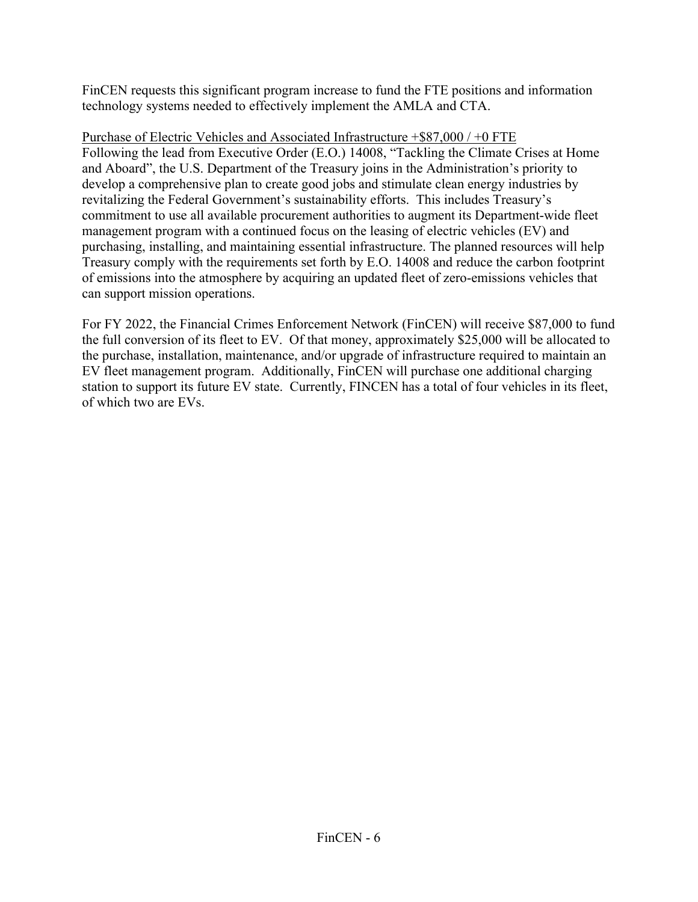FinCEN requests this significant program increase to fund the FTE positions and information technology systems needed to effectively implement the AMLA and CTA.

Purchase of Electric Vehicles and Associated Infrastructure +$87,000 / +0 FTE

Following the lead from Executive Order (E.O.) 14008, "Tackling the Climate Crises at Home and Aboard", the U.S. Department of the Treasury joins in the Administration's priority to develop a comprehensive plan to create good jobs and stimulate clean energy industries by revitalizing the Federal Government's sustainability efforts. This includes Treasury's commitment to use all available procurement authorities to augment its Department-wide fleet management program with a continued focus on the leasing of electric vehicles (EV) and purchasing, installing, and maintaining essential infrastructure. The planned resources will help Treasury comply with the requirements set forth by E.O. 14008 and reduce the carbon footprint of emissions into the atmosphere by acquiring an updated fleet of zero-emissions vehicles that can support mission operations.

For FY 2022, the Financial Crimes Enforcement Network (FinCEN) will receive $87,000 to fund the full conversion of its fleet to EV. Of that money, approximately $25,000 will be allocated to the purchase, installation, maintenance, and/or upgrade of infrastructure required to maintain an EV fleet management program. Additionally, FinCEN will purchase one additional charging station to support its future EV state. Currently, FINCEN has a total of four vehicles in its fleet, of which two are EVs.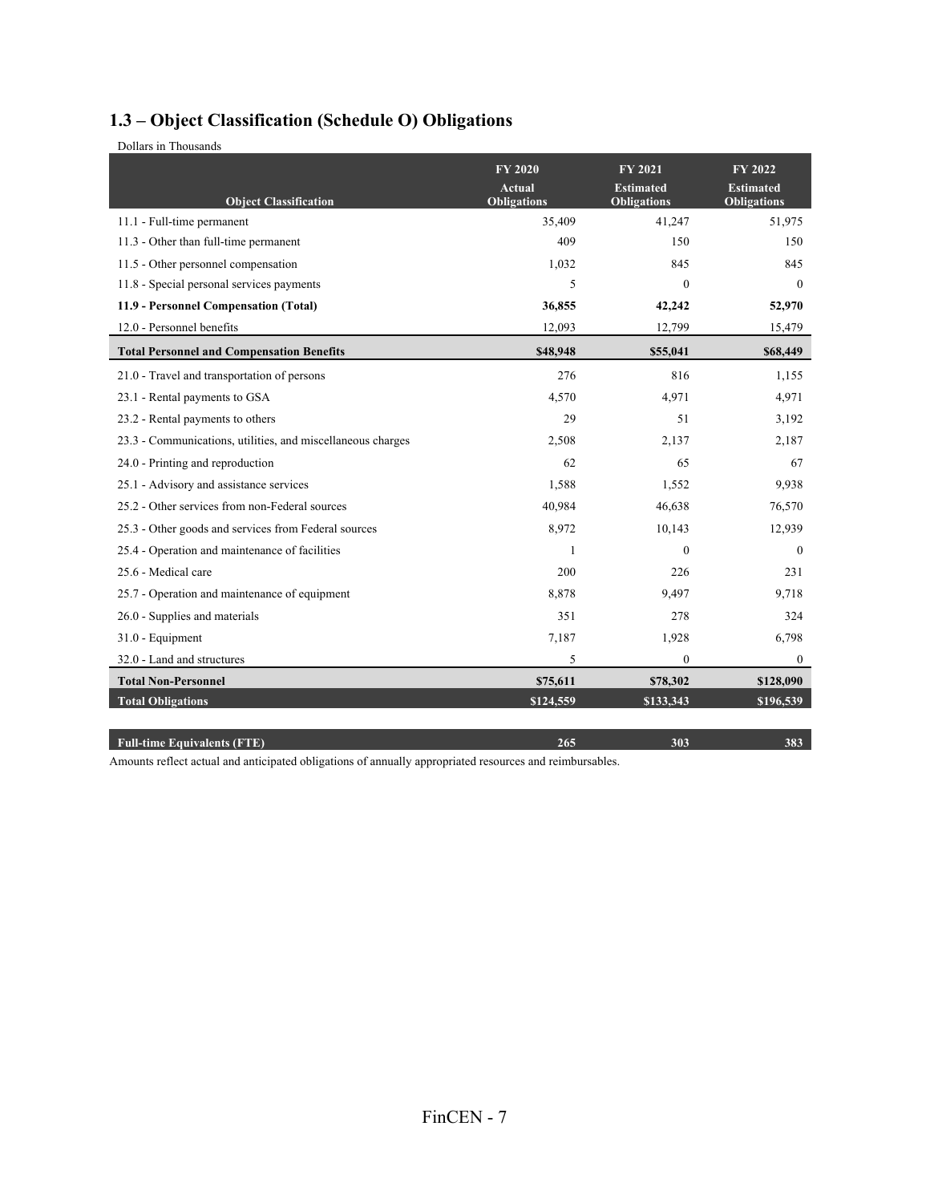## 1.3 – Object Classification (Schedule O) Obligations

Dollars in Thousands

| Object Classification | FY 2020 Actual Obligations | FY 2021 Estimated Obligations | FY 2022 Estimated Obligations |
|---|---|---|---|
| 11.1 - Full-time permanent | 35,409 | 41,247 | 51,975 |
| 11.3 - Other than full-time permanent | 409 | 150 | 150 |
| 11.5 - Other personnel compensation | 1,032 | 845 | 845 |
| 11.8 - Special personal services payments | 5 | 0 | 0 |
| **11.9 - Personnel Compensation (Total)** | **36,855** | **42,242** | **52,970** |
| 12.0 - Personnel benefits | 12,093 | 12,799 | 15,479 |
| **Total Personnel and Compensation Benefits** | **$48,948** | **$55,041** | **$68,449** |
| 21.0 - Travel and transportation of persons | 276 | 816 | 1,155 |
| 23.1 - Rental payments to GSA | 4,570 | 4,971 | 4,971 |
| 23.2 - Rental payments to others | 29 | 51 | 3,192 |
| 23.3 - Communications, utilities, and miscellaneous charges | 2,508 | 2,137 | 2,187 |
| 24.0 - Printing and reproduction | 62 | 65 | 67 |
| 25.1 - Advisory and assistance services | 1,588 | 1,552 | 9,938 |
| 25.2 - Other services from non-Federal sources | 40,984 | 46,638 | 76,570 |
| 25.3 - Other goods and services from Federal sources | 8,972 | 10,143 | 12,939 |
| 25.4 - Operation and maintenance of facilities | 1 | 0 | 0 |
| 25.6 - Medical care | 200 | 226 | 231 |
| 25.7 - Operation and maintenance of equipment | 8,878 | 9,497 | 9,718 |
| 26.0 - Supplies and materials | 351 | 278 | 324 |
| 31.0 - Equipment | 7,187 | 1,928 | 6,798 |
| 32.0 - Land and structures | 5 | 0 | 0 |
| **Total Non-Personnel** | **$75,611** | **$78,302** | **$128,090** |
| **Total Obligations** | **$124,559** | **$133,343** | **$196,539** |
| | | | |
| **Full-time Equivalents (FTE)** | **265** | **303** | **383** |

Amounts reflect actual and anticipated obligations of annually appropriated resources and reimbursables.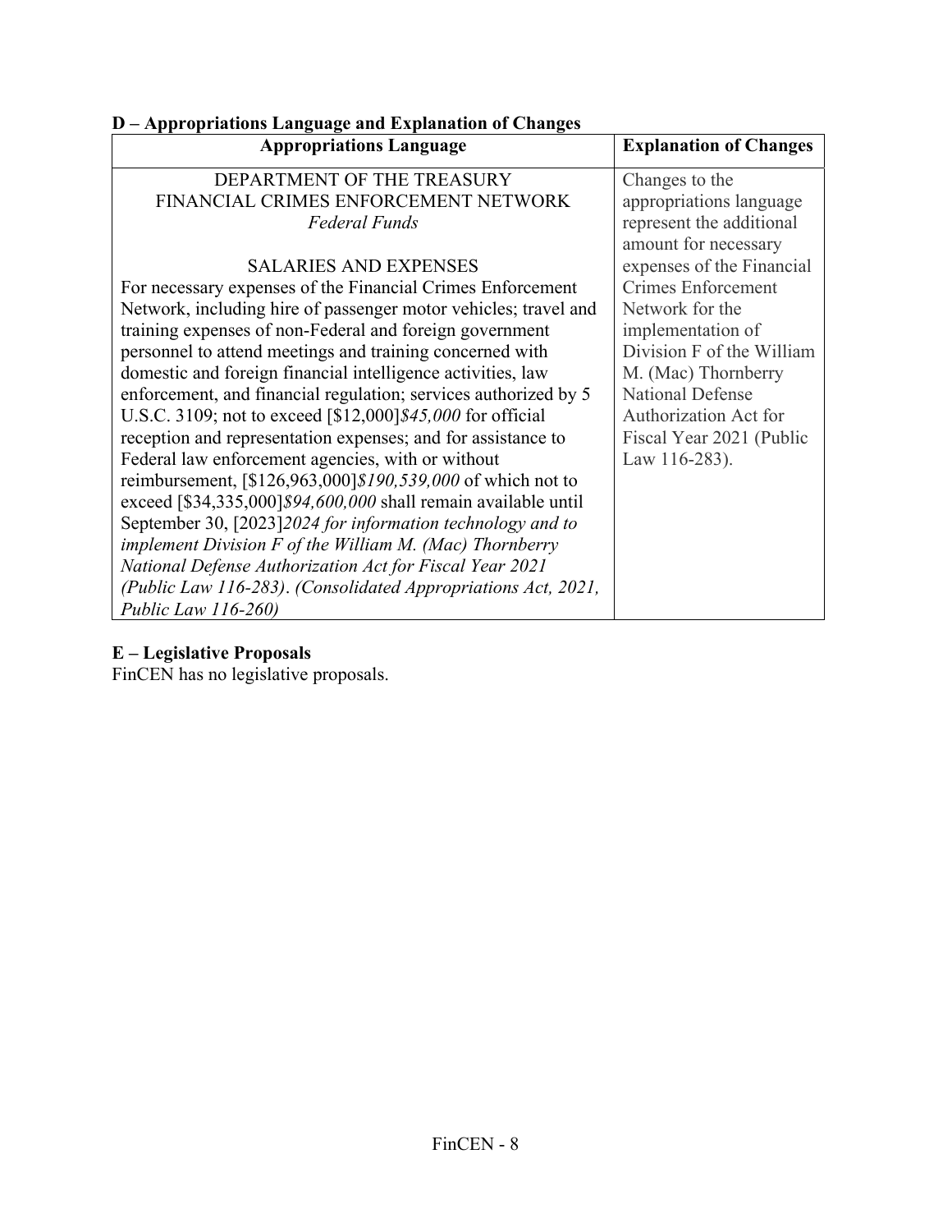## D – Appropriations Language and Explanation of Changes

| Appropriations Language | Explanation of Changes |
| --- | --- |
| DEPARTMENT OF THE TREASURY<br>FINANCIAL CRIMES ENFORCEMENT NETWORK<br>*Federal Funds*<br><br>SALARIES AND EXPENSES<br>For necessary expenses of the Financial Crimes Enforcement Network, including hire of passenger motor vehicles; travel and training expenses of non-Federal and foreign government personnel to attend meetings and training concerned with domestic and foreign financial intelligence activities, law enforcement, and financial regulation; services authorized by 5 U.S.C. 3109; not to exceed [$12,000]*$45,000* for official reception and representation expenses; and for assistance to Federal law enforcement agencies, with or without reimbursement, [$126,963,000]*$190,539,000* of which not to exceed [$34,335,000]*$94,600,000* shall remain available until September 30, [2023]*2024 for information technology and to implement Division F of the William M. (Mac) Thornberry National Defense Authorization Act for Fiscal Year 2021 (Public Law 116-283)*. *(Consolidated Appropriations Act, 2021, Public Law 116-260)* | Changes to the appropriations language represent the additional amount for necessary expenses of the Financial Crimes Enforcement Network for the implementation of Division F of the William M. (Mac) Thornberry National Defense Authorization Act for Fiscal Year 2021 (Public Law 116-283). |

## E – Legislative Proposals

FinCEN has no legislative proposals.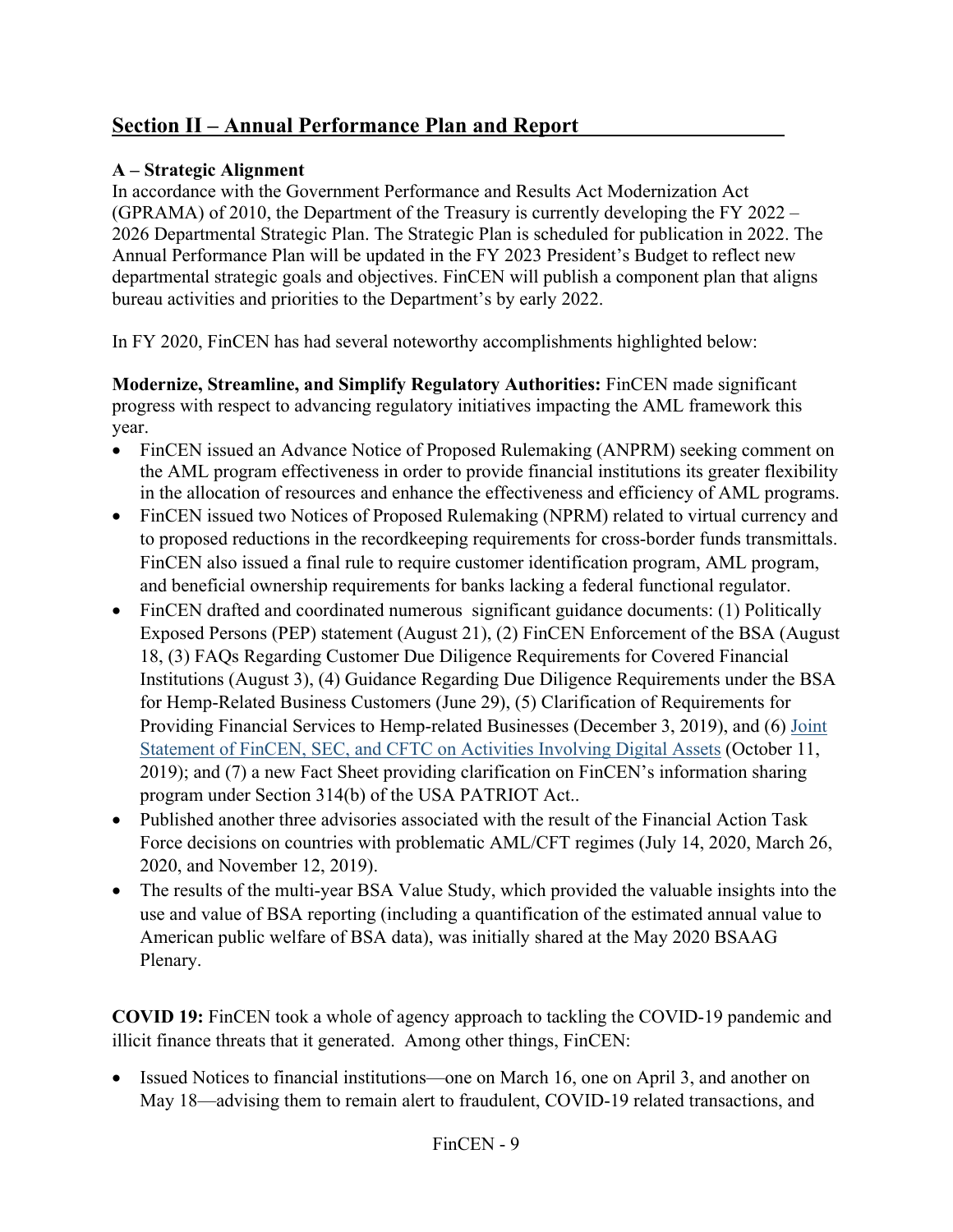## Section II – Annual Performance Plan and Report

### A – Strategic Alignment

In accordance with the Government Performance and Results Act Modernization Act (GPRAMA) of 2010, the Department of the Treasury is currently developing the FY 2022 – 2026 Departmental Strategic Plan. The Strategic Plan is scheduled for publication in 2022. The Annual Performance Plan will be updated in the FY 2023 President's Budget to reflect new departmental strategic goals and objectives. FinCEN will publish a component plan that aligns bureau activities and priorities to the Department's by early 2022.

In FY 2020, FinCEN has had several noteworthy accomplishments highlighted below:

**Modernize, Streamline, and Simplify Regulatory Authorities:** FinCEN made significant progress with respect to advancing regulatory initiatives impacting the AML framework this year.

- FinCEN issued an Advance Notice of Proposed Rulemaking (ANPRM) seeking comment on the AML program effectiveness in order to provide financial institutions its greater flexibility in the allocation of resources and enhance the effectiveness and efficiency of AML programs.
- FinCEN issued two Notices of Proposed Rulemaking (NPRM) related to virtual currency and to proposed reductions in the recordkeeping requirements for cross-border funds transmittals. FinCEN also issued a final rule to require customer identification program, AML program, and beneficial ownership requirements for banks lacking a federal functional regulator.
- FinCEN drafted and coordinated numerous significant guidance documents: (1) Politically Exposed Persons (PEP) statement (August 21), (2) FinCEN Enforcement of the BSA (August 18, (3) FAQs Regarding Customer Due Diligence Requirements for Covered Financial Institutions (August 3), (4) Guidance Regarding Due Diligence Requirements under the BSA for Hemp-Related Business Customers (June 29), (5) Clarification of Requirements for Providing Financial Services to Hemp-related Businesses (December 3, 2019), and (6) Joint Statement of FinCEN, SEC, and CFTC on Activities Involving Digital Assets (October 11, 2019); and (7) a new Fact Sheet providing clarification on FinCEN's information sharing program under Section 314(b) of the USA PATRIOT Act..
- Published another three advisories associated with the result of the Financial Action Task Force decisions on countries with problematic AML/CFT regimes (July 14, 2020, March 26, 2020, and November 12, 2019).
- The results of the multi-year BSA Value Study, which provided the valuable insights into the use and value of BSA reporting (including a quantification of the estimated annual value to American public welfare of BSA data), was initially shared at the May 2020 BSAAG Plenary.

**COVID 19:** FinCEN took a whole of agency approach to tackling the COVID-19 pandemic and illicit finance threats that it generated. Among other things, FinCEN:

- Issued Notices to financial institutions—one on March 16, one on April 3, and another on May 18—advising them to remain alert to fraudulent, COVID-19 related transactions, and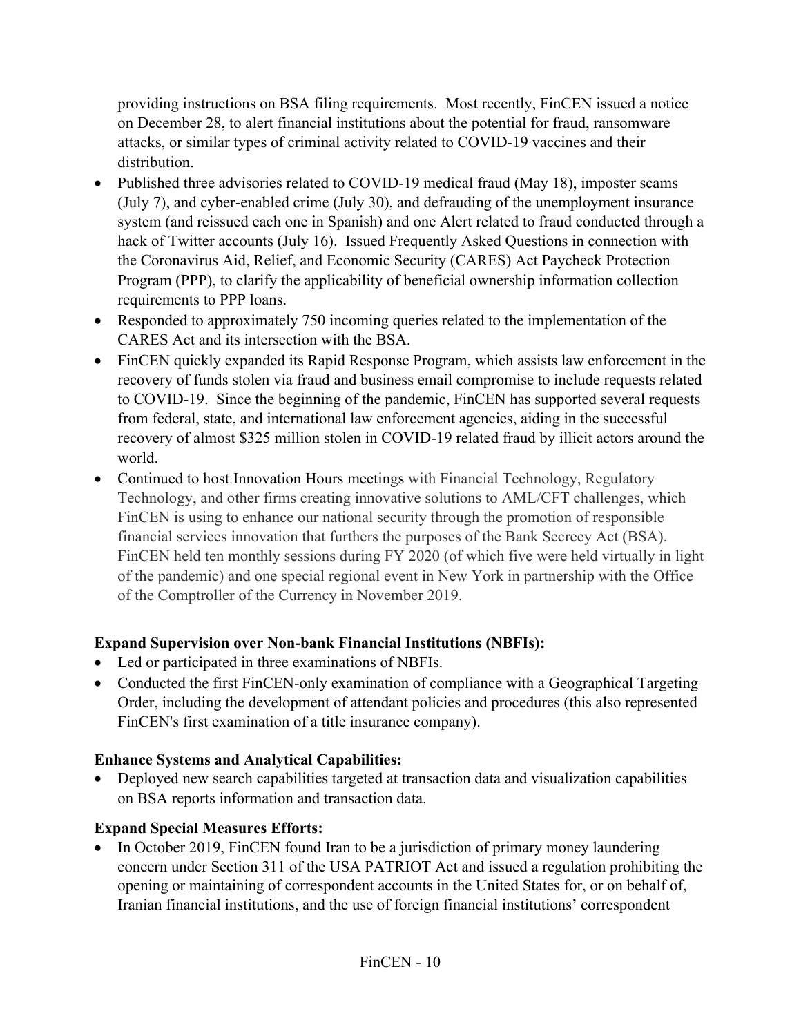providing instructions on BSA filing requirements. Most recently, FinCEN issued a notice on December 28, to alert financial institutions about the potential for fraud, ransomware attacks, or similar types of criminal activity related to COVID-19 vaccines and their distribution.

- Published three advisories related to COVID-19 medical fraud (May 18), imposter scams (July 7), and cyber-enabled crime (July 30), and defrauding of the unemployment insurance system (and reissued each one in Spanish) and one Alert related to fraud conducted through a hack of Twitter accounts (July 16). Issued Frequently Asked Questions in connection with the Coronavirus Aid, Relief, and Economic Security (CARES) Act Paycheck Protection Program (PPP), to clarify the applicability of beneficial ownership information collection requirements to PPP loans.
- Responded to approximately 750 incoming queries related to the implementation of the CARES Act and its intersection with the BSA.
- FinCEN quickly expanded its Rapid Response Program, which assists law enforcement in the recovery of funds stolen via fraud and business email compromise to include requests related to COVID-19. Since the beginning of the pandemic, FinCEN has supported several requests from federal, state, and international law enforcement agencies, aiding in the successful recovery of almost $325 million stolen in COVID-19 related fraud by illicit actors around the world.
- Continued to host Innovation Hours meetings with Financial Technology, Regulatory Technology, and other firms creating innovative solutions to AML/CFT challenges, which FinCEN is using to enhance our national security through the promotion of responsible financial services innovation that furthers the purposes of the Bank Secrecy Act (BSA). FinCEN held ten monthly sessions during FY 2020 (of which five were held virtually in light of the pandemic) and one special regional event in New York in partnership with the Office of the Comptroller of the Currency in November 2019.

**Expand Supervision over Non-bank Financial Institutions (NBFIs):**

- Led or participated in three examinations of NBFIs.
- Conducted the first FinCEN-only examination of compliance with a Geographical Targeting Order, including the development of attendant policies and procedures (this also represented FinCEN's first examination of a title insurance company).

**Enhance Systems and Analytical Capabilities:**

- Deployed new search capabilities targeted at transaction data and visualization capabilities on BSA reports information and transaction data.

**Expand Special Measures Efforts:**

- In October 2019, FinCEN found Iran to be a jurisdiction of primary money laundering concern under Section 311 of the USA PATRIOT Act and issued a regulation prohibiting the opening or maintaining of correspondent accounts in the United States for, or on behalf of, Iranian financial institutions, and the use of foreign financial institutions' correspondent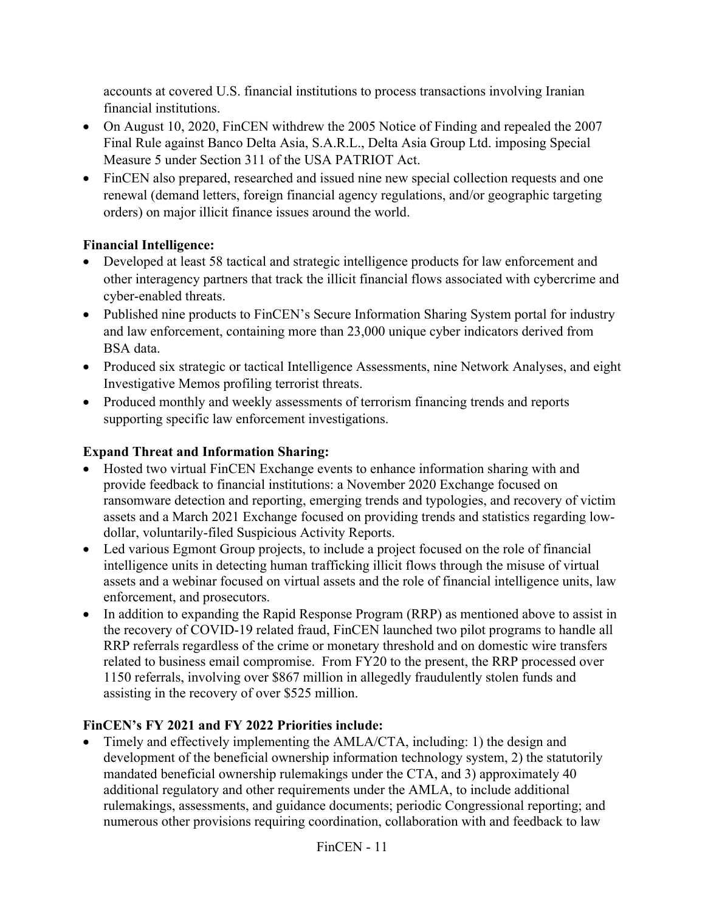accounts at covered U.S. financial institutions to process transactions involving Iranian financial institutions.

- On August 10, 2020, FinCEN withdrew the 2005 Notice of Finding and repealed the 2007 Final Rule against Banco Delta Asia, S.A.R.L., Delta Asia Group Ltd. imposing Special Measure 5 under Section 311 of the USA PATRIOT Act.
- FinCEN also prepared, researched and issued nine new special collection requests and one renewal (demand letters, foreign financial agency regulations, and/or geographic targeting orders) on major illicit finance issues around the world.

**Financial Intelligence:**

- Developed at least 58 tactical and strategic intelligence products for law enforcement and other interagency partners that track the illicit financial flows associated with cybercrime and cyber-enabled threats.
- Published nine products to FinCEN's Secure Information Sharing System portal for industry and law enforcement, containing more than 23,000 unique cyber indicators derived from BSA data.
- Produced six strategic or tactical Intelligence Assessments, nine Network Analyses, and eight Investigative Memos profiling terrorist threats.
- Produced monthly and weekly assessments of terrorism financing trends and reports supporting specific law enforcement investigations.

**Expand Threat and Information Sharing:**

- Hosted two virtual FinCEN Exchange events to enhance information sharing with and provide feedback to financial institutions: a November 2020 Exchange focused on ransomware detection and reporting, emerging trends and typologies, and recovery of victim assets and a March 2021 Exchange focused on providing trends and statistics regarding low-dollar, voluntarily-filed Suspicious Activity Reports.
- Led various Egmont Group projects, to include a project focused on the role of financial intelligence units in detecting human trafficking illicit flows through the misuse of virtual assets and a webinar focused on virtual assets and the role of financial intelligence units, law enforcement, and prosecutors.
- In addition to expanding the Rapid Response Program (RRP) as mentioned above to assist in the recovery of COVID-19 related fraud, FinCEN launched two pilot programs to handle all RRP referrals regardless of the crime or monetary threshold and on domestic wire transfers related to business email compromise. From FY20 to the present, the RRP processed over 1150 referrals, involving over $867 million in allegedly fraudulently stolen funds and assisting in the recovery of over $525 million.

**FinCEN's FY 2021 and FY 2022 Priorities include:**

- Timely and effectively implementing the AMLA/CTA, including: 1) the design and development of the beneficial ownership information technology system, 2) the statutorily mandated beneficial ownership rulemakings under the CTA, and 3) approximately 40 additional regulatory and other requirements under the AMLA, to include additional rulemakings, assessments, and guidance documents; periodic Congressional reporting; and numerous other provisions requiring coordination, collaboration with and feedback to law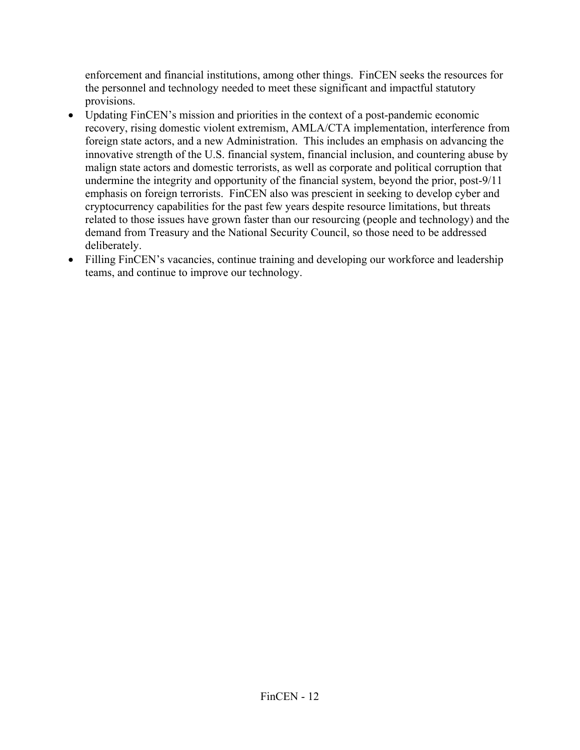enforcement and financial institutions, among other things. FinCEN seeks the resources for the personnel and technology needed to meet these significant and impactful statutory provisions.

- Updating FinCEN's mission and priorities in the context of a post-pandemic economic recovery, rising domestic violent extremism, AMLA/CTA implementation, interference from foreign state actors, and a new Administration. This includes an emphasis on advancing the innovative strength of the U.S. financial system, financial inclusion, and countering abuse by malign state actors and domestic terrorists, as well as corporate and political corruption that undermine the integrity and opportunity of the financial system, beyond the prior, post-9/11 emphasis on foreign terrorists. FinCEN also was prescient in seeking to develop cyber and cryptocurrency capabilities for the past few years despite resource limitations, but threats related to those issues have grown faster than our resourcing (people and technology) and the demand from Treasury and the National Security Council, so those need to be addressed deliberately.
- Filling FinCEN's vacancies, continue training and developing our workforce and leadership teams, and continue to improve our technology.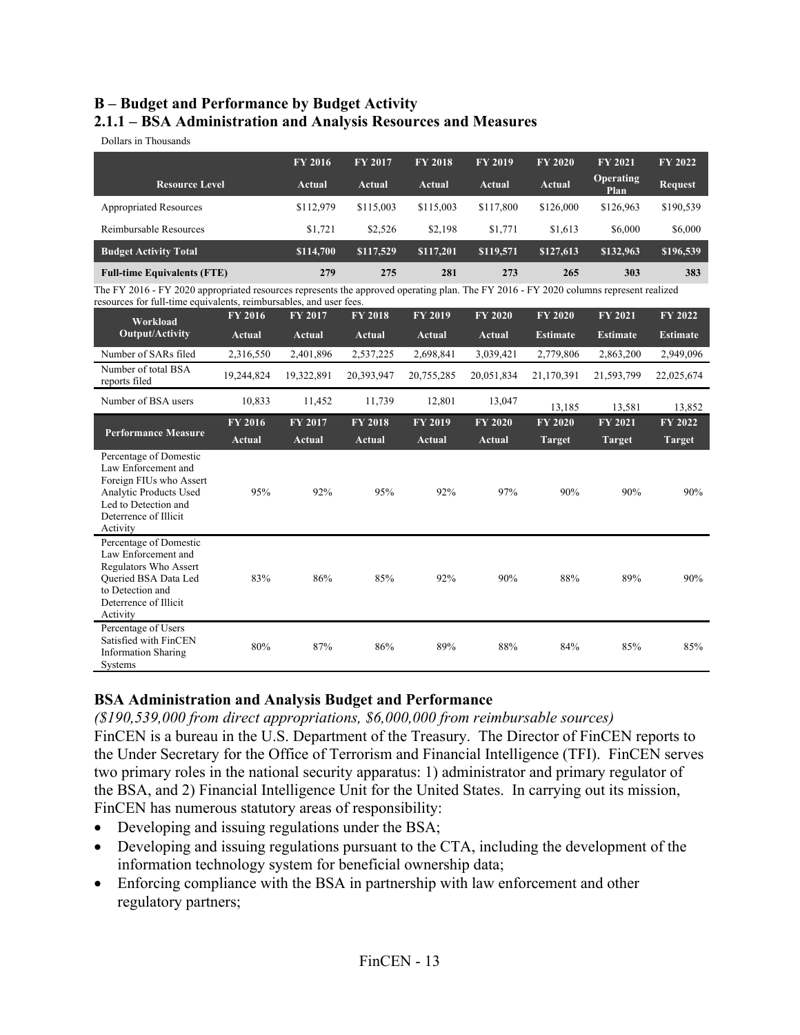## B – Budget and Performance by Budget Activity

### 2.1.1 – BSA Administration and Analysis Resources and Measures

Dollars in Thousands

| Resource Level | FY 2016 Actual | FY 2017 Actual | FY 2018 Actual | FY 2019 Actual | FY 2020 Actual | FY 2021 Operating Plan | FY 2022 Request |
|---|---|---|---|---|---|---|---|
| Appropriated Resources | $112,979 | $115,003 | $115,003 | $117,800 | $126,000 | $126,963 | $190,539 |
| Reimbursable Resources | $1,721 | $2,526 | $2,198 | $1,771 | $1,613 | $6,000 | $6,000 |
| **Budget Activity Total** | **$114,700** | **$117,529** | **$117,201** | **$119,571** | **$127,613** | **$132,963** | **$196,539** |
| **Full-time Equivalents (FTE)** | **279** | **275** | **281** | **273** | **265** | **303** | **383** |

The FY 2016 - FY 2020 appropriated resources represents the approved operating plan. The FY 2016 - FY 2020 columns represent realized resources for full-time equivalents, reimbursables, and user fees.

| Workload Output/Activity | FY 2016 Actual | FY 2017 Actual | FY 2018 Actual | FY 2019 Actual | FY 2020 Actual | FY 2020 Estimate | FY 2021 Estimate | FY 2022 Estimate |
|---|---|---|---|---|---|---|---|---|
| Number of SARs filed | 2,316,550 | 2,401,896 | 2,537,225 | 2,698,841 | 3,039,421 | 2,779,806 | 2,863,200 | 2,949,096 |
| Number of total BSA reports filed | 19,244,824 | 19,322,891 | 20,393,947 | 20,755,285 | 20,051,834 | 21,170,391 | 21,593,799 | 22,025,674 |
| Number of BSA users | 10,833 | 11,452 | 11,739 | 12,801 | 13,047 | 13,185 | 13,581 | 13,852 |

| Performance Measure | FY 2016 Actual | FY 2017 Actual | FY 2018 Actual | FY 2019 Actual | FY 2020 Actual | FY 2020 Target | FY 2021 Target | FY 2022 Target |
|---|---|---|---|---|---|---|---|---|
| Percentage of Domestic Law Enforcement and Foreign FIUs who Assert Analytic Products Used Led to Detection and Deterrence of Illicit Activity | 95% | 92% | 95% | 92% | 97% | 90% | 90% | 90% |
| Percentage of Domestic Law Enforcement and Regulators Who Assert Queried BSA Data Led to Detection and Deterrence of Illicit Activity | 83% | 86% | 85% | 92% | 90% | 88% | 89% | 90% |
| Percentage of Users Satisfied with FinCEN Information Sharing Systems | 80% | 87% | 86% | 89% | 88% | 84% | 85% | 85% |

### BSA Administration and Analysis Budget and Performance

*($190,539,000 from direct appropriations, $6,000,000 from reimbursable sources)*

FinCEN is a bureau in the U.S. Department of the Treasury. The Director of FinCEN reports to the Under Secretary for the Office of Terrorism and Financial Intelligence (TFI). FinCEN serves two primary roles in the national security apparatus: 1) administrator and primary regulator of the BSA, and 2) Financial Intelligence Unit for the United States. In carrying out its mission, FinCEN has numerous statutory areas of responsibility:

- Developing and issuing regulations under the BSA;
- Developing and issuing regulations pursuant to the CTA, including the development of the information technology system for beneficial ownership data;
- Enforcing compliance with the BSA in partnership with law enforcement and other regulatory partners;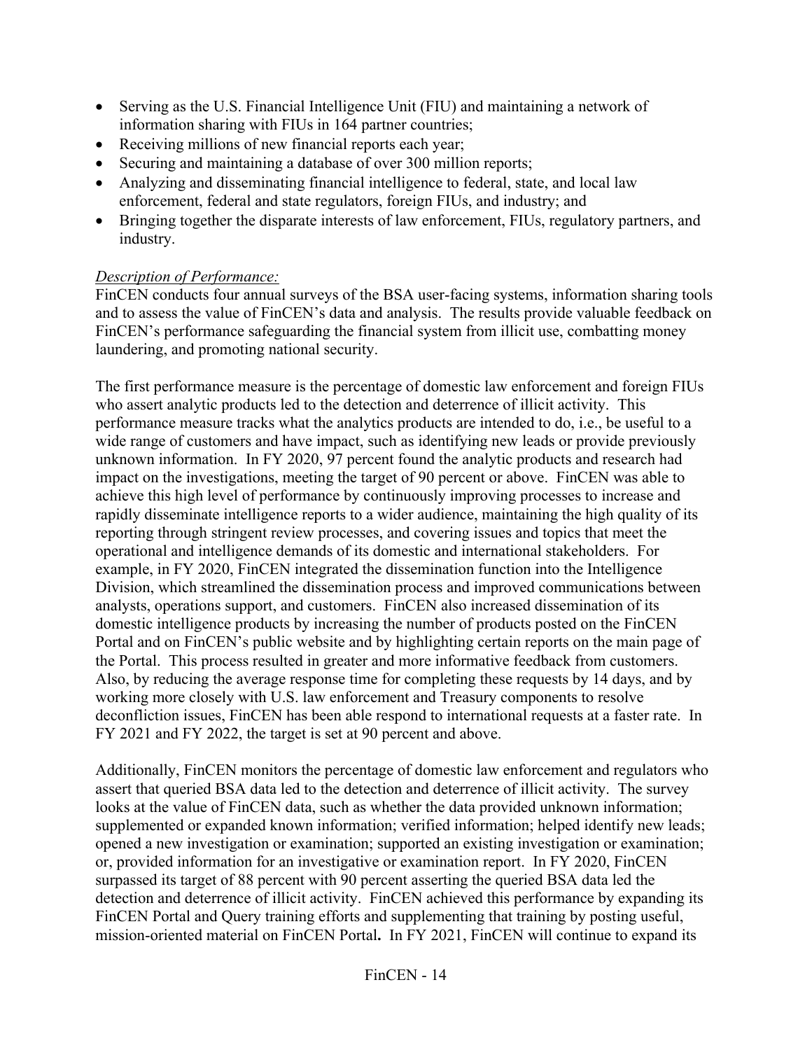- Serving as the U.S. Financial Intelligence Unit (FIU) and maintaining a network of information sharing with FIUs in 164 partner countries;
- Receiving millions of new financial reports each year;
- Securing and maintaining a database of over 300 million reports;
- Analyzing and disseminating financial intelligence to federal, state, and local law enforcement, federal and state regulators, foreign FIUs, and industry; and
- Bringing together the disparate interests of law enforcement, FIUs, regulatory partners, and industry.

*Description of Performance:*

FinCEN conducts four annual surveys of the BSA user-facing systems, information sharing tools and to assess the value of FinCEN's data and analysis. The results provide valuable feedback on FinCEN's performance safeguarding the financial system from illicit use, combatting money laundering, and promoting national security.

The first performance measure is the percentage of domestic law enforcement and foreign FIUs who assert analytic products led to the detection and deterrence of illicit activity. This performance measure tracks what the analytics products are intended to do, i.e., be useful to a wide range of customers and have impact, such as identifying new leads or provide previously unknown information. In FY 2020, 97 percent found the analytic products and research had impact on the investigations, meeting the target of 90 percent or above. FinCEN was able to achieve this high level of performance by continuously improving processes to increase and rapidly disseminate intelligence reports to a wider audience, maintaining the high quality of its reporting through stringent review processes, and covering issues and topics that meet the operational and intelligence demands of its domestic and international stakeholders. For example, in FY 2020, FinCEN integrated the dissemination function into the Intelligence Division, which streamlined the dissemination process and improved communications between analysts, operations support, and customers. FinCEN also increased dissemination of its domestic intelligence products by increasing the number of products posted on the FinCEN Portal and on FinCEN's public website and by highlighting certain reports on the main page of the Portal. This process resulted in greater and more informative feedback from customers. Also, by reducing the average response time for completing these requests by 14 days, and by working more closely with U.S. law enforcement and Treasury components to resolve deconfliction issues, FinCEN has been able respond to international requests at a faster rate. In FY 2021 and FY 2022, the target is set at 90 percent and above.

Additionally, FinCEN monitors the percentage of domestic law enforcement and regulators who assert that queried BSA data led to the detection and deterrence of illicit activity. The survey looks at the value of FinCEN data, such as whether the data provided unknown information; supplemented or expanded known information; verified information; helped identify new leads; opened a new investigation or examination; supported an existing investigation or examination; or, provided information for an investigative or examination report. In FY 2020, FinCEN surpassed its target of 88 percent with 90 percent asserting the queried BSA data led the detection and deterrence of illicit activity. FinCEN achieved this performance by expanding its FinCEN Portal and Query training efforts and supplementing that training by posting useful, mission-oriented material on FinCEN Portal**.** In FY 2021, FinCEN will continue to expand its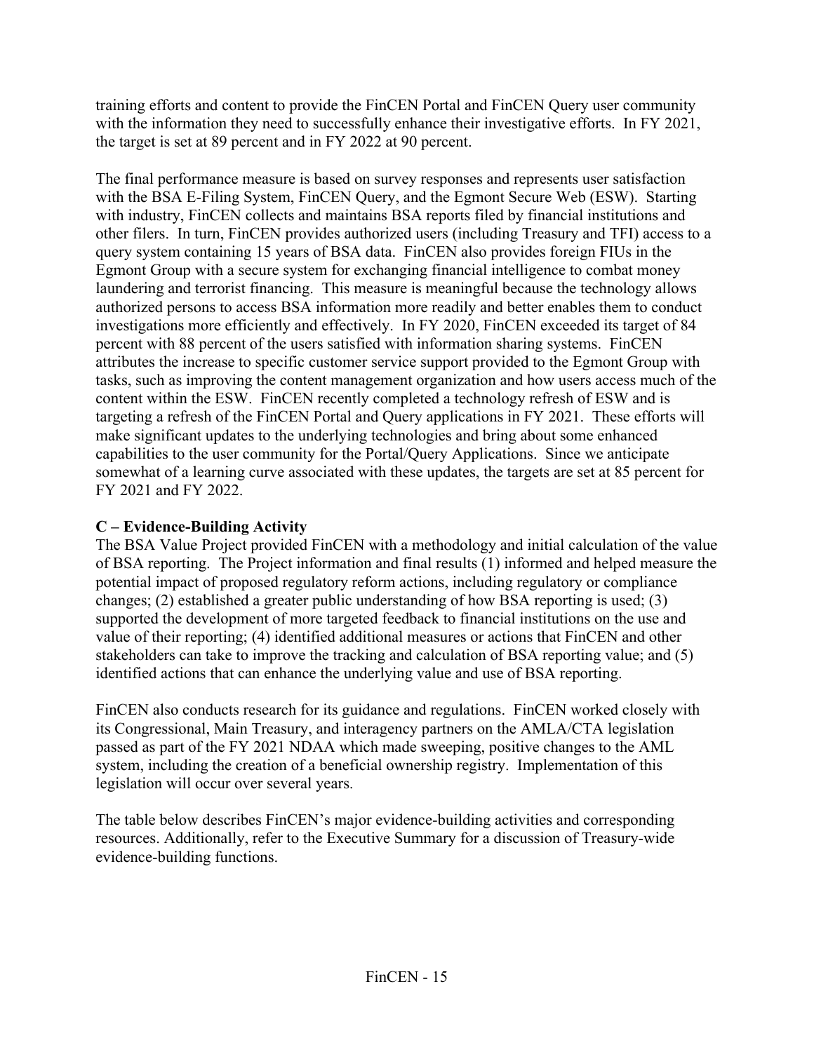training efforts and content to provide the FinCEN Portal and FinCEN Query user community with the information they need to successfully enhance their investigative efforts. In FY 2021, the target is set at 89 percent and in FY 2022 at 90 percent.

The final performance measure is based on survey responses and represents user satisfaction with the BSA E-Filing System, FinCEN Query, and the Egmont Secure Web (ESW). Starting with industry, FinCEN collects and maintains BSA reports filed by financial institutions and other filers. In turn, FinCEN provides authorized users (including Treasury and TFI) access to a query system containing 15 years of BSA data. FinCEN also provides foreign FIUs in the Egmont Group with a secure system for exchanging financial intelligence to combat money laundering and terrorist financing. This measure is meaningful because the technology allows authorized persons to access BSA information more readily and better enables them to conduct investigations more efficiently and effectively. In FY 2020, FinCEN exceeded its target of 84 percent with 88 percent of the users satisfied with information sharing systems. FinCEN attributes the increase to specific customer service support provided to the Egmont Group with tasks, such as improving the content management organization and how users access much of the content within the ESW. FinCEN recently completed a technology refresh of ESW and is targeting a refresh of the FinCEN Portal and Query applications in FY 2021. These efforts will make significant updates to the underlying technologies and bring about some enhanced capabilities to the user community for the Portal/Query Applications. Since we anticipate somewhat of a learning curve associated with these updates, the targets are set at 85 percent for FY 2021 and FY 2022.

**C – Evidence-Building Activity**

The BSA Value Project provided FinCEN with a methodology and initial calculation of the value of BSA reporting. The Project information and final results (1) informed and helped measure the potential impact of proposed regulatory reform actions, including regulatory or compliance changes; (2) established a greater public understanding of how BSA reporting is used; (3) supported the development of more targeted feedback to financial institutions on the use and value of their reporting; (4) identified additional measures or actions that FinCEN and other stakeholders can take to improve the tracking and calculation of BSA reporting value; and (5) identified actions that can enhance the underlying value and use of BSA reporting.

FinCEN also conducts research for its guidance and regulations. FinCEN worked closely with its Congressional, Main Treasury, and interagency partners on the AMLA/CTA legislation passed as part of the FY 2021 NDAA which made sweeping, positive changes to the AML system, including the creation of a beneficial ownership registry. Implementation of this legislation will occur over several years.

The table below describes FinCEN's major evidence-building activities and corresponding resources. Additionally, refer to the Executive Summary for a discussion of Treasury-wide evidence-building functions.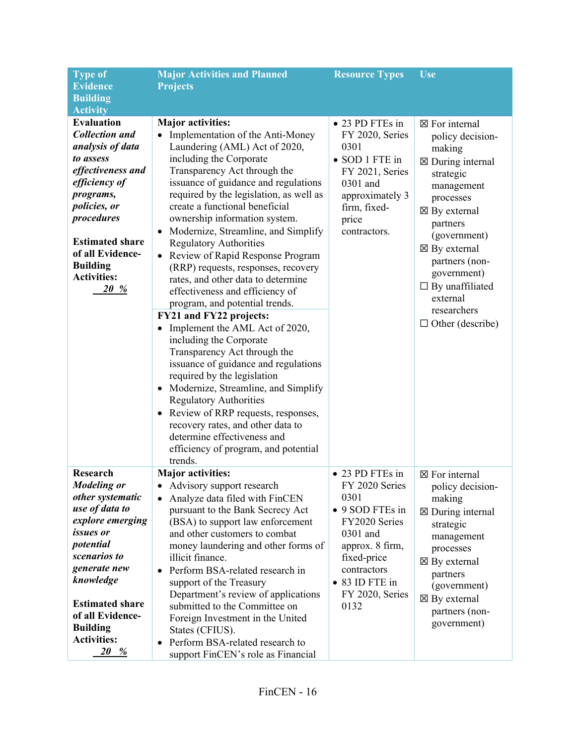| Type of Evidence Building Activity | Major Activities and Planned Projects | Resource Types | Use |
|---|---|---|---|
| **Evaluation**<br>***Collection and analysis of data to assess effectiveness and efficiency of programs, policies, or procedures***<br><br>**Estimated share of all Evidence-Building Activities:**<br>***20 %*** | **Major activities:**<br>• Implementation of the Anti-Money Laundering (AML) Act of 2020, including the Corporate Transparency Act through the issuance of guidance and regulations required by the legislation, as well as create a functional beneficial ownership information system.<br>• Modernize, Streamline, and Simplify Regulatory Authorities<br>• Review of Rapid Response Program (RRP) requests, responses, recovery rates, and other data to determine effectiveness and efficiency of program, and potential trends.<br><br>**FY21 and FY22 projects:**<br>• Implement the AML Act of 2020, including the Corporate Transparency Act through the issuance of guidance and regulations required by the legislation<br>• Modernize, Streamline, and Simplify Regulatory Authorities<br>• Review of RRP requests, responses, recovery rates, and other data to determine effectiveness and efficiency of program, and potential trends. | • 23 PD FTEs in FY 2020, Series 0301<br>• SOD 1 FTE in FY 2021, Series 0301 and approximately 3 firm, fixed-price contractors. | ☒ For internal policy decision-making<br>☒ During internal strategic management processes<br>☒ By external partners (government)<br>☒ By external partners (non-government)<br>☐ By unaffiliated external researchers<br>☐ Other (describe) |
| **Research**<br>***Modeling or other systematic use of data to explore emerging issues or potential scenarios to generate new knowledge***<br><br>**Estimated share of all Evidence-Building Activities:**<br>***20 %*** | **Major activities:**<br>• Advisory support research<br>• Analyze data filed with FinCEN pursuant to the Bank Secrecy Act (BSA) to support law enforcement and other customers to combat money laundering and other forms of illicit finance.<br>• Perform BSA-related research in support of the Treasury Department's review of applications submitted to the Committee on Foreign Investment in the United States (CFIUS).<br>• Perform BSA-related research to support FinCEN's role as Financial | • 23 PD FTEs in FY 2020 Series 0301<br>• 9 SOD FTEs in FY2020 Series 0301 and approx. 8 firm, fixed-price contractors<br>• 83 ID FTE in FY 2020, Series 0132 | ☒ For internal policy decision-making<br>☒ During internal strategic management processes<br>☒ By external partners (government)<br>☒ By external partners (non-government) |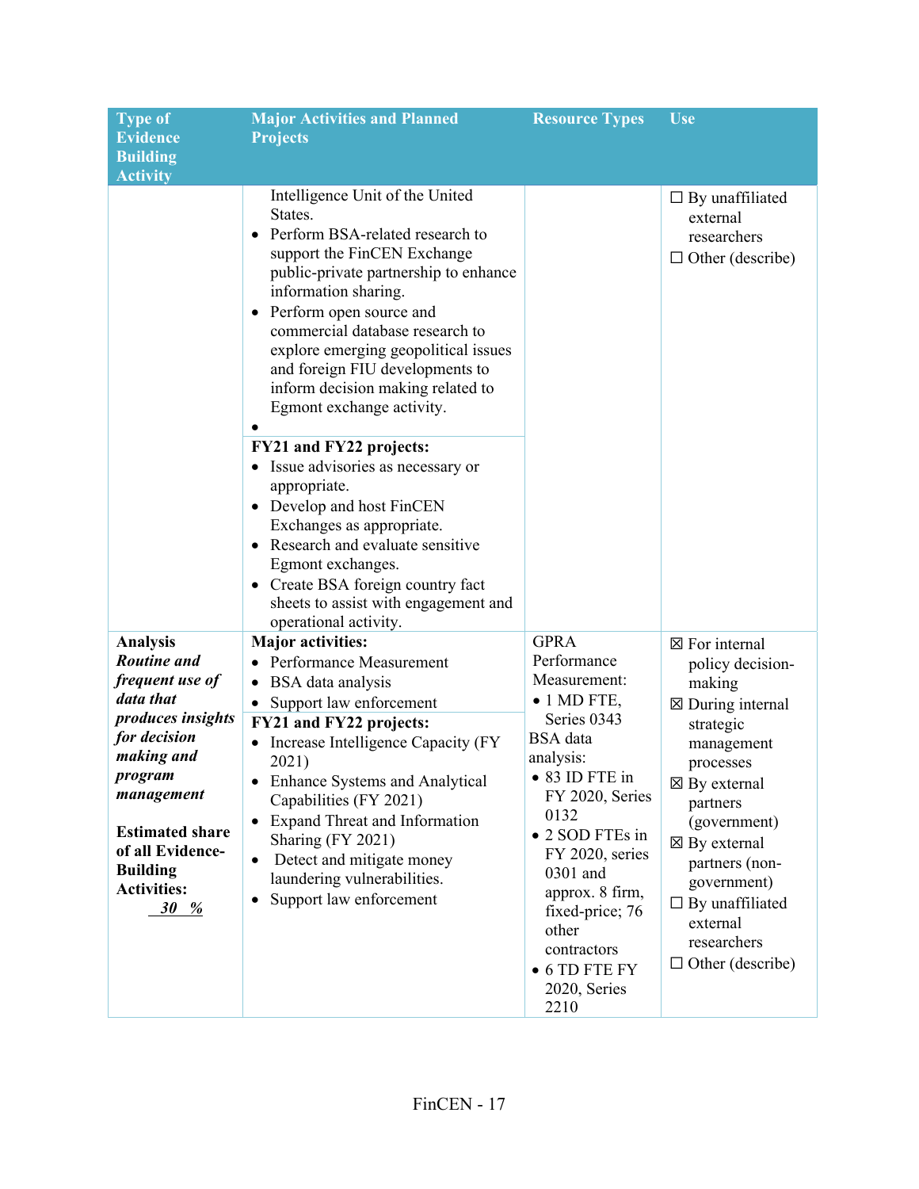| Type of Evidence Building Activity | Major Activities and Planned Projects | Resource Types | Use |
|---|---|---|---|
| | Intelligence Unit of the United States.<br>• Perform BSA-related research to support the FinCEN Exchange public-private partnership to enhance information sharing.<br>• Perform open source and commercial database research to explore emerging geopolitical issues and foreign FIU developments to inform decision making related to Egmont exchange activity.<br>•<br>**FY21 and FY22 projects:**<br>• Issue advisories as necessary or appropriate.<br>• Develop and host FinCEN Exchanges as appropriate.<br>• Research and evaluate sensitive Egmont exchanges.<br>• Create BSA foreign country fact sheets to assist with engagement and operational activity. | | ☐ By unaffiliated external researchers<br>☐ Other (describe) |
| **Analysis**<br>***Routine and frequent use of data that produces insights for decision making and program management***<br><br>**Estimated share of all Evidence-Building Activities:**<br>***30 %*** | **Major activities:**<br>• Performance Measurement<br>• BSA data analysis<br>• Support law enforcement<br>**FY21 and FY22 projects:**<br>• Increase Intelligence Capacity (FY 2021)<br>• Enhance Systems and Analytical Capabilities (FY 2021)<br>• Expand Threat and Information Sharing (FY 2021)<br>• Detect and mitigate money laundering vulnerabilities.<br>• Support law enforcement | GPRA Performance Measurement:<br>• 1 MD FTE, Series 0343<br>BSA data analysis:<br>• 83 ID FTE in FY 2020, Series 0132<br>• 2 SOD FTEs in FY 2020, series 0301 and approx. 8 firm, fixed-price; 76 other contractors<br>• 6 TD FTE FY 2020, Series 2210 | ☒ For internal policy decision-making<br>☒ During internal strategic management processes<br>☒ By external partners (government)<br>☒ By external partners (non-government)<br>☐ By unaffiliated external researchers<br>☐ Other (describe) |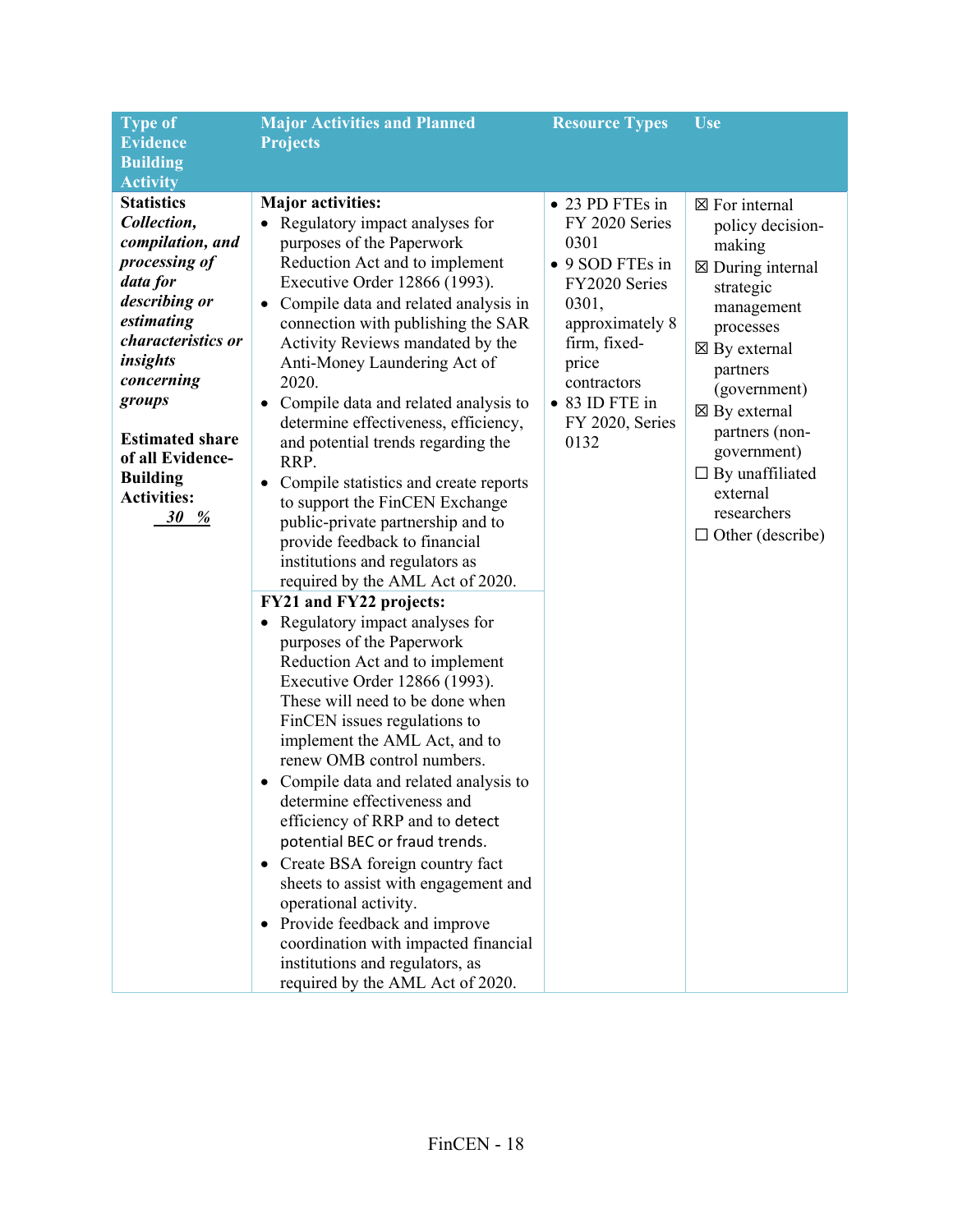| Type of Evidence Building Activity | Major Activities and Planned Projects | Resource Types | Use |
|---|---|---|---|
| **Statistics** ***Collection, compilation, and processing of data for describing or estimating characteristics or insights concerning groups***<br><br>**Estimated share of all Evidence-Building Activities:**<br>***30 %*** | **Major activities:**<br>• Regulatory impact analyses for purposes of the Paperwork Reduction Act and to implement Executive Order 12866 (1993).<br>• Compile data and related analysis in connection with publishing the SAR Activity Reviews mandated by the Anti-Money Laundering Act of 2020.<br>• Compile data and related analysis to determine effectiveness, efficiency, and potential trends regarding the RRP.<br>• Compile statistics and create reports to support the FinCEN Exchange public-private partnership and to provide feedback to financial institutions and regulators as required by the AML Act of 2020.<br>**FY21 and FY22 projects:**<br>• Regulatory impact analyses for purposes of the Paperwork Reduction Act and to implement Executive Order 12866 (1993). These will need to be done when FinCEN issues regulations to implement the AML Act, and to renew OMB control numbers.<br>• Compile data and related analysis to determine effectiveness and efficiency of RRP and to detect potential BEC or fraud trends.<br>• Create BSA foreign country fact sheets to assist with engagement and operational activity.<br>• Provide feedback and improve coordination with impacted financial institutions and regulators, as required by the AML Act of 2020. | • 23 PD FTEs in FY 2020 Series 0301<br>• 9 SOD FTEs in FY2020 Series 0301, approximately 8 firm, fixed-price contractors<br>• 83 ID FTE in FY 2020, Series 0132 | ☒ For internal policy decision-making<br>☒ During internal strategic management processes<br>☒ By external partners (government)<br>☒ By external partners (non-government)<br>☐ By unaffiliated external researchers<br>☐ Other (describe) |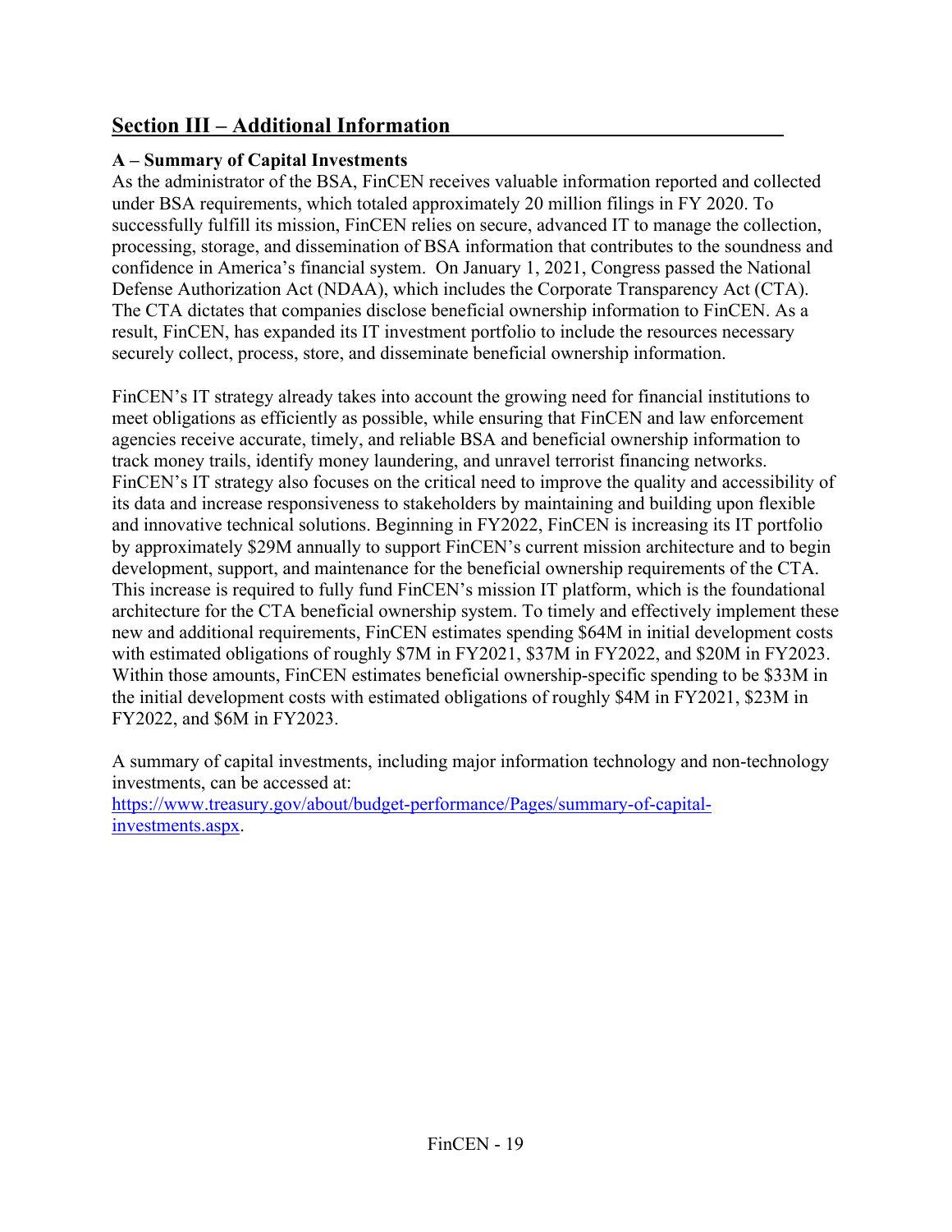## Section III – Additional Information

### A – Summary of Capital Investments

As the administrator of the BSA, FinCEN receives valuable information reported and collected under BSA requirements, which totaled approximately 20 million filings in FY 2020. To successfully fulfill its mission, FinCEN relies on secure, advanced IT to manage the collection, processing, storage, and dissemination of BSA information that contributes to the soundness and confidence in America's financial system. On January 1, 2021, Congress passed the National Defense Authorization Act (NDAA), which includes the Corporate Transparency Act (CTA). The CTA dictates that companies disclose beneficial ownership information to FinCEN. As a result, FinCEN, has expanded its IT investment portfolio to include the resources necessary securely collect, process, store, and disseminate beneficial ownership information.

FinCEN's IT strategy already takes into account the growing need for financial institutions to meet obligations as efficiently as possible, while ensuring that FinCEN and law enforcement agencies receive accurate, timely, and reliable BSA and beneficial ownership information to track money trails, identify money laundering, and unravel terrorist financing networks. FinCEN's IT strategy also focuses on the critical need to improve the quality and accessibility of its data and increase responsiveness to stakeholders by maintaining and building upon flexible and innovative technical solutions. Beginning in FY2022, FinCEN is increasing its IT portfolio by approximately $29M annually to support FinCEN's current mission architecture and to begin development, support, and maintenance for the beneficial ownership requirements of the CTA. This increase is required to fully fund FinCEN's mission IT platform, which is the foundational architecture for the CTA beneficial ownership system. To timely and effectively implement these new and additional requirements, FinCEN estimates spending $64M in initial development costs with estimated obligations of roughly $7M in FY2021, $37M in FY2022, and $20M in FY2023. Within those amounts, FinCEN estimates beneficial ownership-specific spending to be $33M in the initial development costs with estimated obligations of roughly $4M in FY2021, $23M in FY2022, and $6M in FY2023.

A summary of capital investments, including major information technology and non-technology investments, can be accessed at:
https://www.treasury.gov/about/budget-performance/Pages/summary-of-capital-investments.aspx.